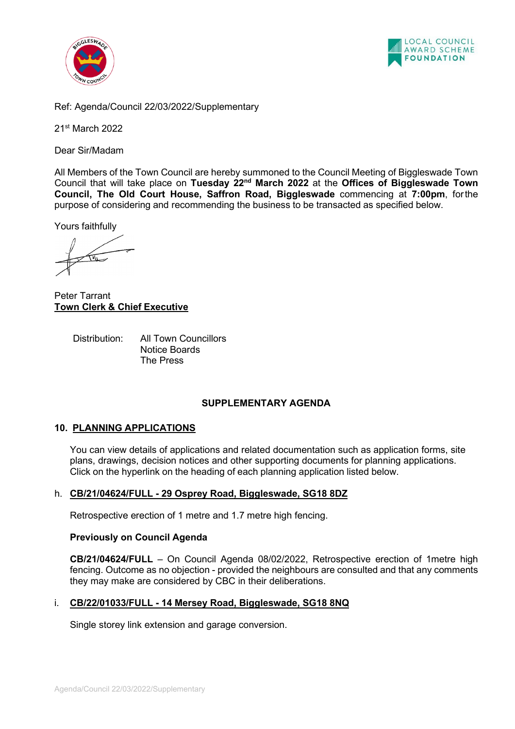Ref: Agenda/Council 22/03/2022/Supplementary

21st March 2022

Dear Sir/Madam

All Members of the Town Council are hereby summoned to the Council Meeting of Biggleswade Town Council that will take place on **Tuesday 22nd March 2022** at the **Offices of Biggleswade Town Council, The Old Court House, Saffron Road, Biggleswade** commencing at **7:00pm**, for the purpose of considering and recommending the business to be transacted as specified below.

Yours faithfully

Peter Tarrant
**Town Clerk & Chief Executive**

Distribution: All Town Councillors
Notice Boards
The Press

## SUPPLEMENTARY AGENDA

### 10. PLANNING APPLICATIONS

You can view details of applications and related documentation such as application forms, site plans, drawings, decision notices and other supporting documents for planning applications. Click on the hyperlink on the heading of each planning application listed below.

h. **CB/21/04624/FULL - 29 Osprey Road, Biggleswade, SG18 8DZ**

Retrospective erection of 1 metre and 1.7 metre high fencing.

**Previously on Council Agenda**

**CB/21/04624/FULL** – On Council Agenda 08/02/2022, Retrospective erection of 1metre high fencing. Outcome as no objection - provided the neighbours are consulted and that any comments they may make are considered by CBC in their deliberations.

i. **CB/22/01033/FULL - 14 Mersey Road, Biggleswade, SG18 8NQ**

Single storey link extension and garage conversion.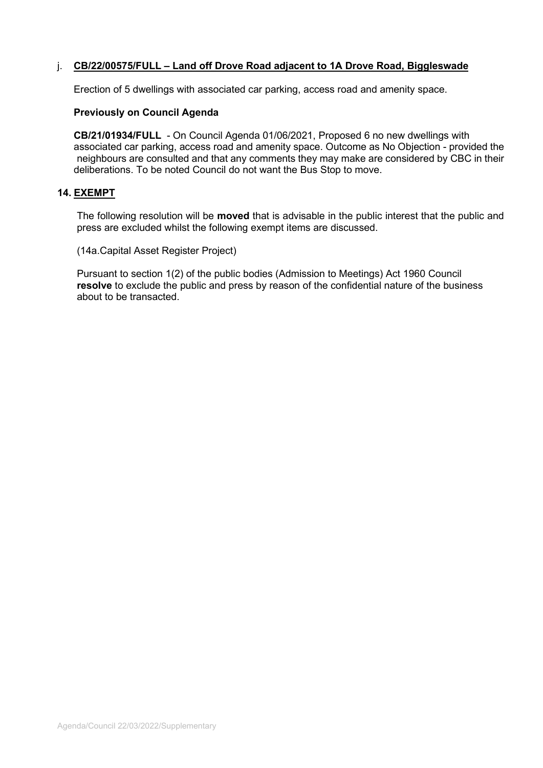j. **CB/22/00575/FULL – Land off Drove Road adjacent to 1A Drove Road, Biggleswade**

Erection of 5 dwellings with associated car parking, access road and amenity space.

**Previously on Council Agenda**

**CB/21/01934/FULL** - On Council Agenda 01/06/2021, Proposed 6 no new dwellings with associated car parking, access road and amenity space. Outcome as No Objection - provided the neighbours are consulted and that any comments they may make are considered by CBC in their deliberations. To be noted Council do not want the Bus Stop to move.

## 14. EXEMPT

The following resolution will be **moved** that is advisable in the public interest that the public and press are excluded whilst the following exempt items are discussed.

(14a.Capital Asset Register Project)

Pursuant to section 1(2) of the public bodies (Admission to Meetings) Act 1960 Council **resolve** to exclude the public and press by reason of the confidential nature of the business about to be transacted.